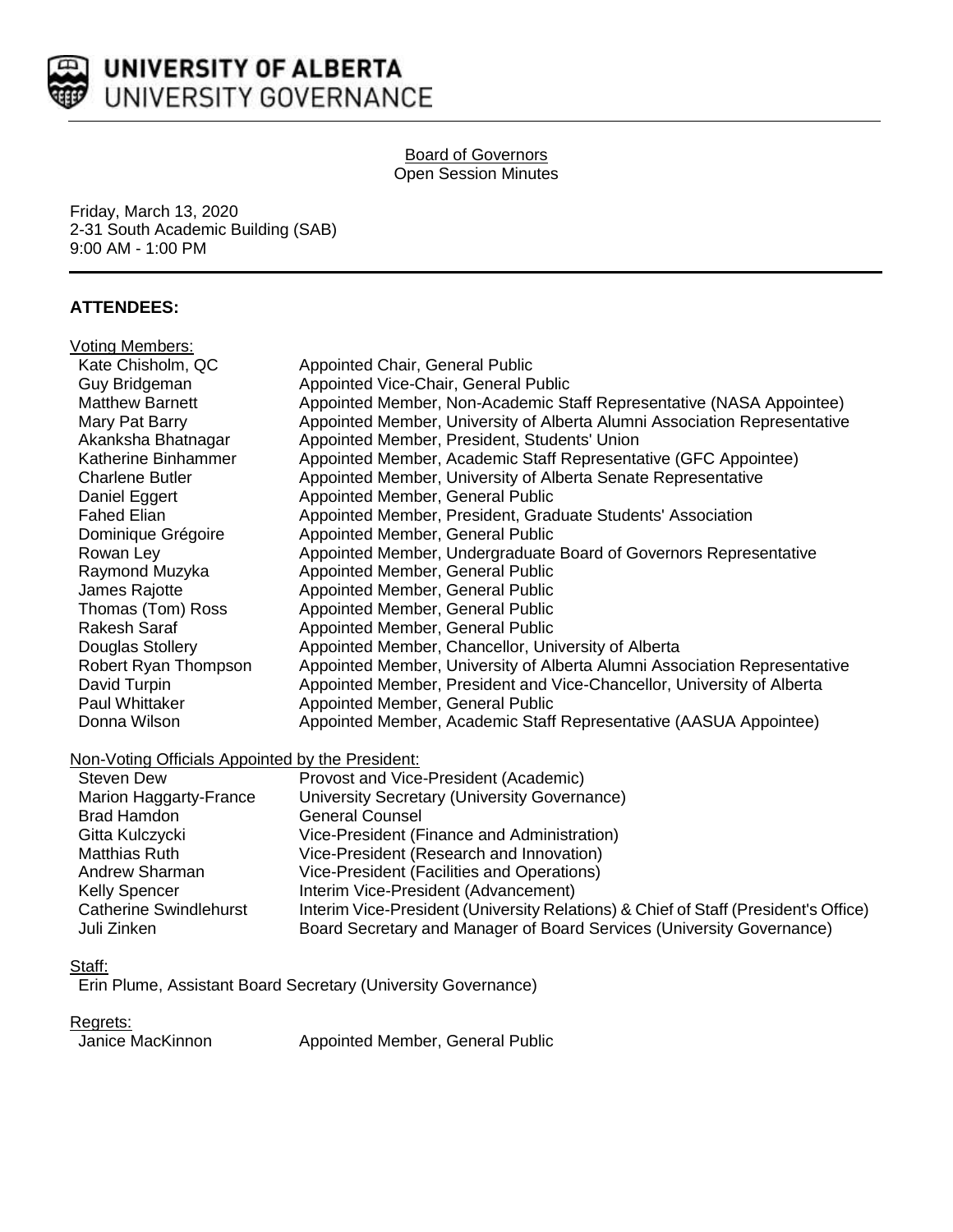**UNIVERSITY OF ALBERTA**
**UNIVERSITY GOVERNANCE**

Board of Governors
Open Session Minutes

Friday, March 13, 2020
2-31 South Academic Building (SAB)
9:00 AM - 1:00 PM

## ATTENDEES:

Voting Members:

| | |
|---|---|
| Kate Chisholm, QC | Appointed Chair, General Public |
| Guy Bridgeman | Appointed Vice-Chair, General Public |
| Matthew Barnett | Appointed Member, Non-Academic Staff Representative (NASA Appointee) |
| Mary Pat Barry | Appointed Member, University of Alberta Alumni Association Representative |
| Akanksha Bhatnagar | Appointed Member, President, Students' Union |
| Katherine Binhammer | Appointed Member, Academic Staff Representative (GFC Appointee) |
| Charlene Butler | Appointed Member, University of Alberta Senate Representative |
| Daniel Eggert | Appointed Member, General Public |
| Fahed Elian | Appointed Member, President, Graduate Students' Association |
| Dominique Grégoire | Appointed Member, General Public |
| Rowan Ley | Appointed Member, Undergraduate Board of Governors Representative |
| Raymond Muzyka | Appointed Member, General Public |
| James Rajotte | Appointed Member, General Public |
| Thomas (Tom) Ross | Appointed Member, General Public |
| Rakesh Saraf | Appointed Member, General Public |
| Douglas Stollery | Appointed Member, Chancellor, University of Alberta |
| Robert Ryan Thompson | Appointed Member, University of Alberta Alumni Association Representative |
| David Turpin | Appointed Member, President and Vice-Chancellor, University of Alberta |
| Paul Whittaker | Appointed Member, General Public |
| Donna Wilson | Appointed Member, Academic Staff Representative (AASUA Appointee) |

Non-Voting Officials Appointed by the President:

| | |
|---|---|
| Steven Dew | Provost and Vice-President (Academic) |
| Marion Haggarty-France | University Secretary (University Governance) |
| Brad Hamdon | General Counsel |
| Gitta Kulczycki | Vice-President (Finance and Administration) |
| Matthias Ruth | Vice-President (Research and Innovation) |
| Andrew Sharman | Vice-President (Facilities and Operations) |
| Kelly Spencer | Interim Vice-President (Advancement) |
| Catherine Swindlehurst | Interim Vice-President (University Relations) & Chief of Staff (President's Office) |
| Juli Zinken | Board Secretary and Manager of Board Services (University Governance) |

Staff:

Erin Plume, Assistant Board Secretary (University Governance)

Regrets:

| | |
|---|---|
| Janice MacKinnon | Appointed Member, General Public |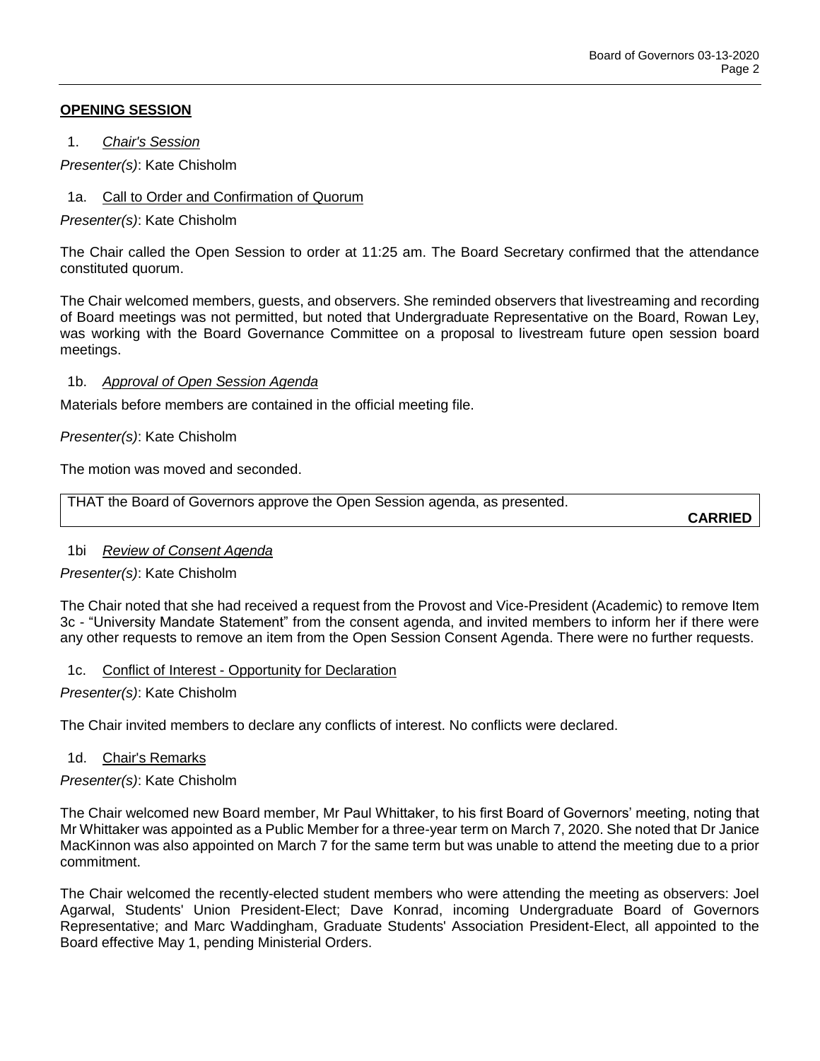## OPENING SESSION

### 1. *Chair's Session*

*Presenter(s)*: Kate Chisholm

### 1a. Call to Order and Confirmation of Quorum

*Presenter(s)*: Kate Chisholm

The Chair called the Open Session to order at 11:25 am. The Board Secretary confirmed that the attendance constituted quorum.

The Chair welcomed members, guests, and observers. She reminded observers that livestreaming and recording of Board meetings was not permitted, but noted that Undergraduate Representative on the Board, Rowan Ley, was working with the Board Governance Committee on a proposal to livestream future open session board meetings.

### 1b. *Approval of Open Session Agenda*

Materials before members are contained in the official meeting file.

*Presenter(s)*: Kate Chisholm

The motion was moved and seconded.

| THAT the Board of Governors approve the Open Session agenda, as presented. **CARRIED** |
|---|

### 1bi *Review of Consent Agenda*

*Presenter(s)*: Kate Chisholm

The Chair noted that she had received a request from the Provost and Vice-President (Academic) to remove Item 3c - "University Mandate Statement" from the consent agenda, and invited members to inform her if there were any other requests to remove an item from the Open Session Consent Agenda. There were no further requests.

### 1c. Conflict of Interest - Opportunity for Declaration

*Presenter(s)*: Kate Chisholm

The Chair invited members to declare any conflicts of interest. No conflicts were declared.

### 1d. Chair's Remarks

*Presenter(s)*: Kate Chisholm

The Chair welcomed new Board member, Mr Paul Whittaker, to his first Board of Governors' meeting, noting that Mr Whittaker was appointed as a Public Member for a three-year term on March 7, 2020. She noted that Dr Janice MacKinnon was also appointed on March 7 for the same term but was unable to attend the meeting due to a prior commitment.

The Chair welcomed the recently-elected student members who were attending the meeting as observers: Joel Agarwal, Students' Union President-Elect; Dave Konrad, incoming Undergraduate Board of Governors Representative; and Marc Waddingham, Graduate Students' Association President-Elect, all appointed to the Board effective May 1, pending Ministerial Orders.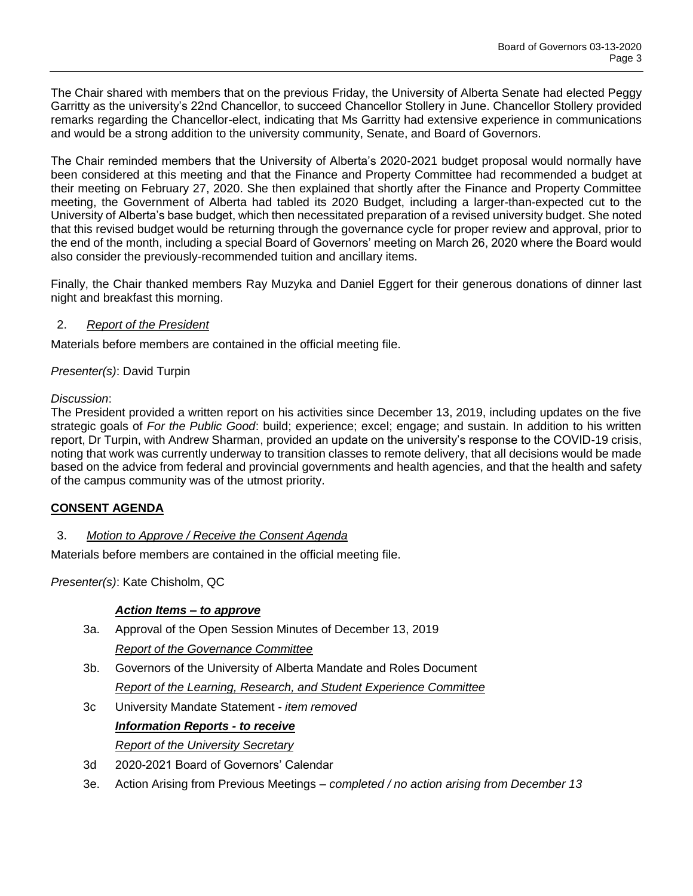The Chair shared with members that on the previous Friday, the University of Alberta Senate had elected Peggy Garritty as the university's 22nd Chancellor, to succeed Chancellor Stollery in June. Chancellor Stollery provided remarks regarding the Chancellor-elect, indicating that Ms Garritty had extensive experience in communications and would be a strong addition to the university community, Senate, and Board of Governors.

The Chair reminded members that the University of Alberta's 2020-2021 budget proposal would normally have been considered at this meeting and that the Finance and Property Committee had recommended a budget at their meeting on February 27, 2020. She then explained that shortly after the Finance and Property Committee meeting, the Government of Alberta had tabled its 2020 Budget, including a larger-than-expected cut to the University of Alberta's base budget, which then necessitated preparation of a revised university budget. She noted that this revised budget would be returning through the governance cycle for proper review and approval, prior to the end of the month, including a special Board of Governors' meeting on March 26, 2020 where the Board would also consider the previously-recommended tuition and ancillary items.

Finally, the Chair thanked members Ray Muzyka and Daniel Eggert for their generous donations of dinner last night and breakfast this morning.

2. *Report of the President*

Materials before members are contained in the official meeting file.

*Presenter(s)*: David Turpin

*Discussion*:
The President provided a written report on his activities since December 13, 2019, including updates on the five strategic goals of *For the Public Good*: build; experience; excel; engage; and sustain. In addition to his written report, Dr Turpin, with Andrew Sharman, provided an update on the university's response to the COVID-19 crisis, noting that work was currently underway to transition classes to remote delivery, that all decisions would be made based on the advice from federal and provincial governments and health agencies, and that the health and safety of the campus community was of the utmost priority.

**CONSENT AGENDA**

3. *Motion to Approve / Receive the Consent Agenda*

Materials before members are contained in the official meeting file.

*Presenter(s)*: Kate Chisholm, QC

***Action Items – to approve***

3a. Approval of the Open Session Minutes of December 13, 2019

*Report of the Governance Committee*

3b. Governors of the University of Alberta Mandate and Roles Document

*Report of the Learning, Research, and Student Experience Committee*

3c University Mandate Statement - *item removed*

***Information Reports - to receive***

*Report of the University Secretary*

3d 2020-2021 Board of Governors' Calendar

3e. Action Arising from Previous Meetings – *completed / no action arising from December 13*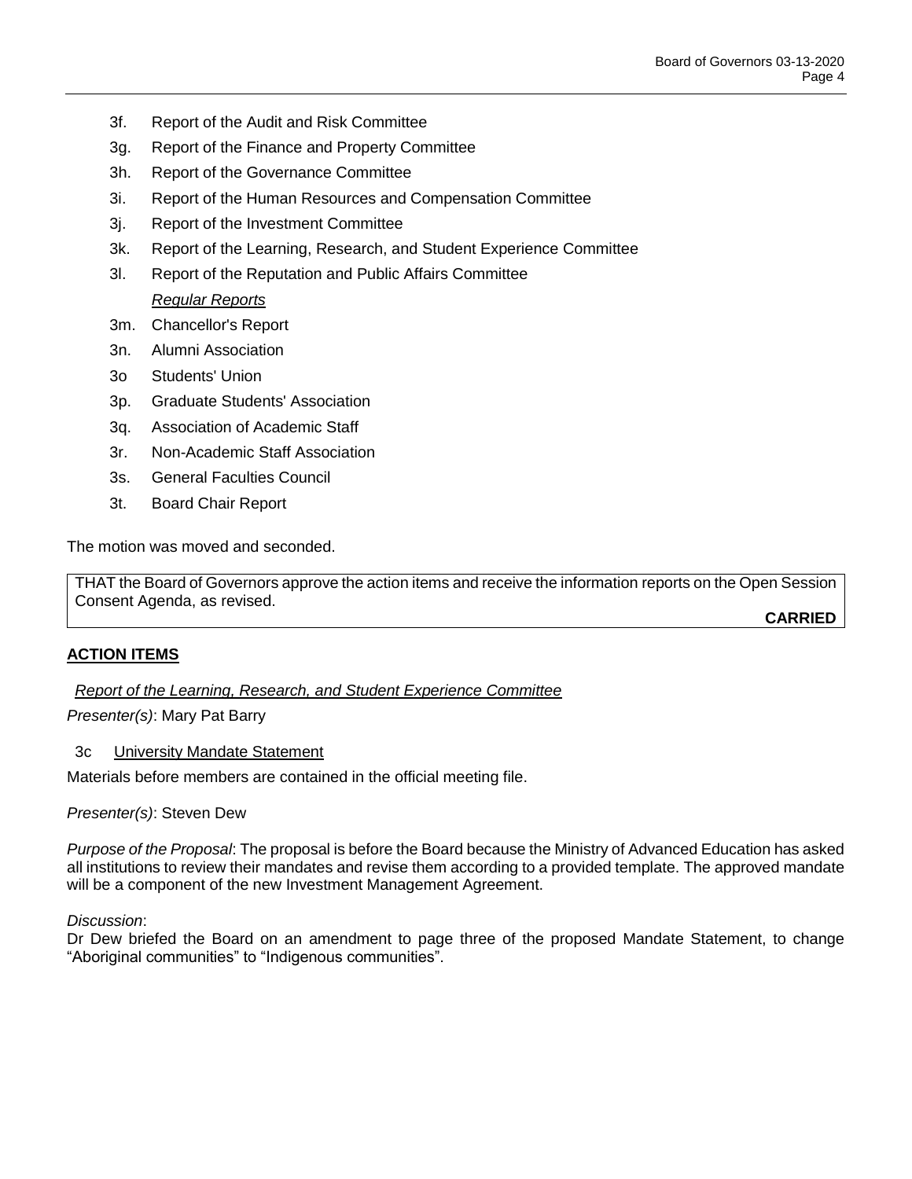3f. Report of the Audit and Risk Committee

3g. Report of the Finance and Property Committee

3h. Report of the Governance Committee

3i. Report of the Human Resources and Compensation Committee

3j. Report of the Investment Committee

3k. Report of the Learning, Research, and Student Experience Committee

3l. Report of the Reputation and Public Affairs Committee

*Regular Reports*

3m. Chancellor's Report

3n. Alumni Association

3o Students' Union

3p. Graduate Students' Association

3q. Association of Academic Staff

3r. Non-Academic Staff Association

3s. General Faculties Council

3t. Board Chair Report

The motion was moved and seconded.

| THAT the Board of Governors approve the action items and receive the information reports on the Open Session Consent Agenda, as revised. **CARRIED** |
|---|

## ACTION ITEMS

*Report of the Learning, Research, and Student Experience Committee*

*Presenter(s)*: Mary Pat Barry

3c University Mandate Statement

Materials before members are contained in the official meeting file.

*Presenter(s)*: Steven Dew

*Purpose of the Proposal*: The proposal is before the Board because the Ministry of Advanced Education has asked all institutions to review their mandates and revise them according to a provided template. The approved mandate will be a component of the new Investment Management Agreement.

*Discussion*:
Dr Dew briefed the Board on an amendment to page three of the proposed Mandate Statement, to change "Aboriginal communities" to "Indigenous communities".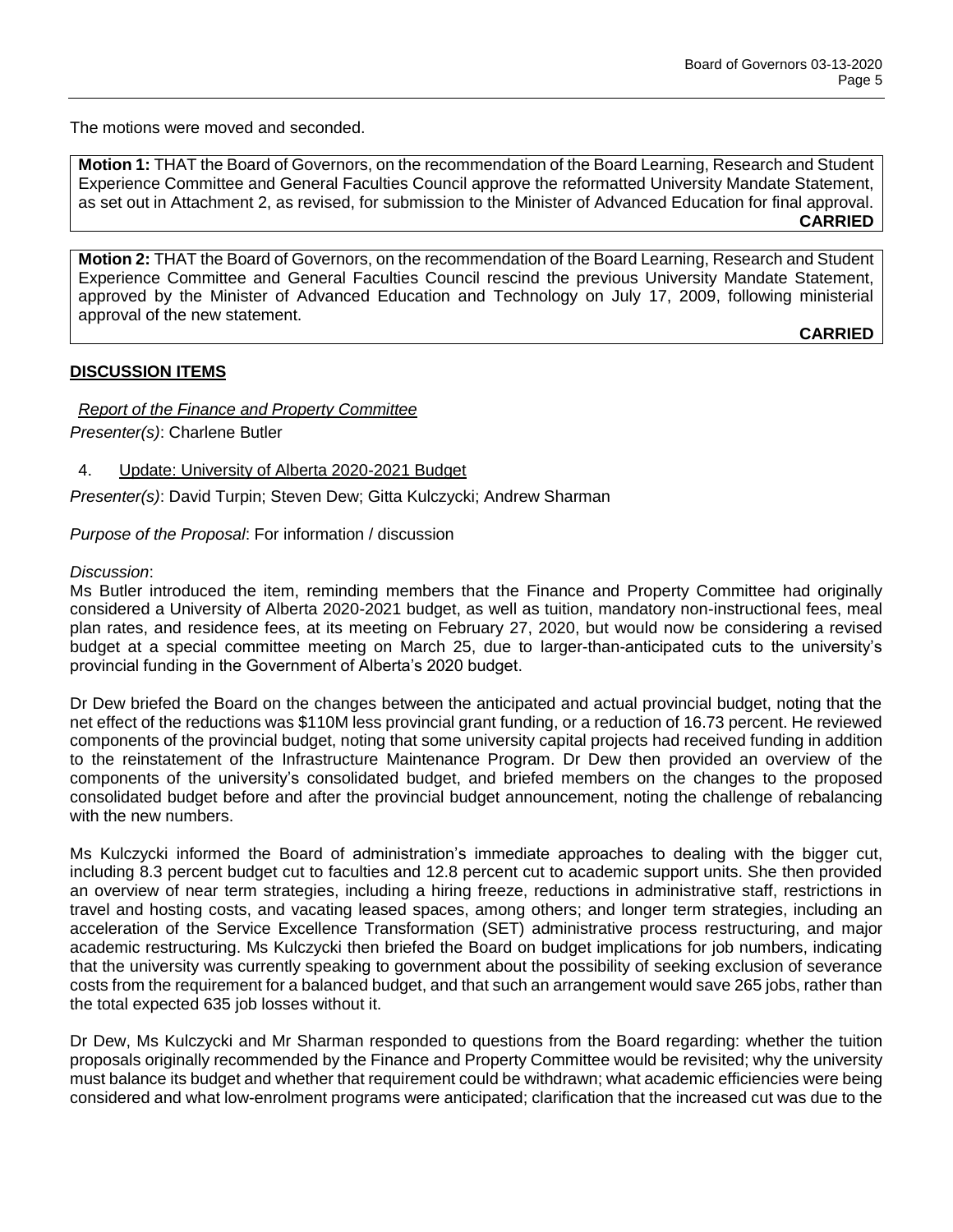The motions were moved and seconded.

**Motion 1:** THAT the Board of Governors, on the recommendation of the Board Learning, Research and Student Experience Committee and General Faculties Council approve the reformatted University Mandate Statement, as set out in Attachment 2, as revised, for submission to the Minister of Advanced Education for final approval.
**CARRIED**

**Motion 2:** THAT the Board of Governors, on the recommendation of the Board Learning, Research and Student Experience Committee and General Faculties Council rescind the previous University Mandate Statement, approved by the Minister of Advanced Education and Technology on July 17, 2009, following ministerial approval of the new statement.
**CARRIED**

**DISCUSSION ITEMS**

*Report of the Finance and Property Committee*
*Presenter(s)*: Charlene Butler

4. Update: University of Alberta 2020-2021 Budget

*Presenter(s)*: David Turpin; Steven Dew; Gitta Kulczycki; Andrew Sharman

*Purpose of the Proposal*: For information / discussion

*Discussion*:
Ms Butler introduced the item, reminding members that the Finance and Property Committee had originally considered a University of Alberta 2020-2021 budget, as well as tuition, mandatory non-instructional fees, meal plan rates, and residence fees, at its meeting on February 27, 2020, but would now be considering a revised budget at a special committee meeting on March 25, due to larger-than-anticipated cuts to the university's provincial funding in the Government of Alberta's 2020 budget.

Dr Dew briefed the Board on the changes between the anticipated and actual provincial budget, noting that the net effect of the reductions was $110M less provincial grant funding, or a reduction of 16.73 percent. He reviewed components of the provincial budget, noting that some university capital projects had received funding in addition to the reinstatement of the Infrastructure Maintenance Program. Dr Dew then provided an overview of the components of the university's consolidated budget, and briefed members on the changes to the proposed consolidated budget before and after the provincial budget announcement, noting the challenge of rebalancing with the new numbers.

Ms Kulczycki informed the Board of administration's immediate approaches to dealing with the bigger cut, including 8.3 percent budget cut to faculties and 12.8 percent cut to academic support units. She then provided an overview of near term strategies, including a hiring freeze, reductions in administrative staff, restrictions in travel and hosting costs, and vacating leased spaces, among others; and longer term strategies, including an acceleration of the Service Excellence Transformation (SET) administrative process restructuring, and major academic restructuring. Ms Kulczycki then briefed the Board on budget implications for job numbers, indicating that the university was currently speaking to government about the possibility of seeking exclusion of severance costs from the requirement for a balanced budget, and that such an arrangement would save 265 jobs, rather than the total expected 635 job losses without it.

Dr Dew, Ms Kulczycki and Mr Sharman responded to questions from the Board regarding: whether the tuition proposals originally recommended by the Finance and Property Committee would be revisited; why the university must balance its budget and whether that requirement could be withdrawn; what academic efficiencies were being considered and what low-enrolment programs were anticipated; clarification that the increased cut was due to the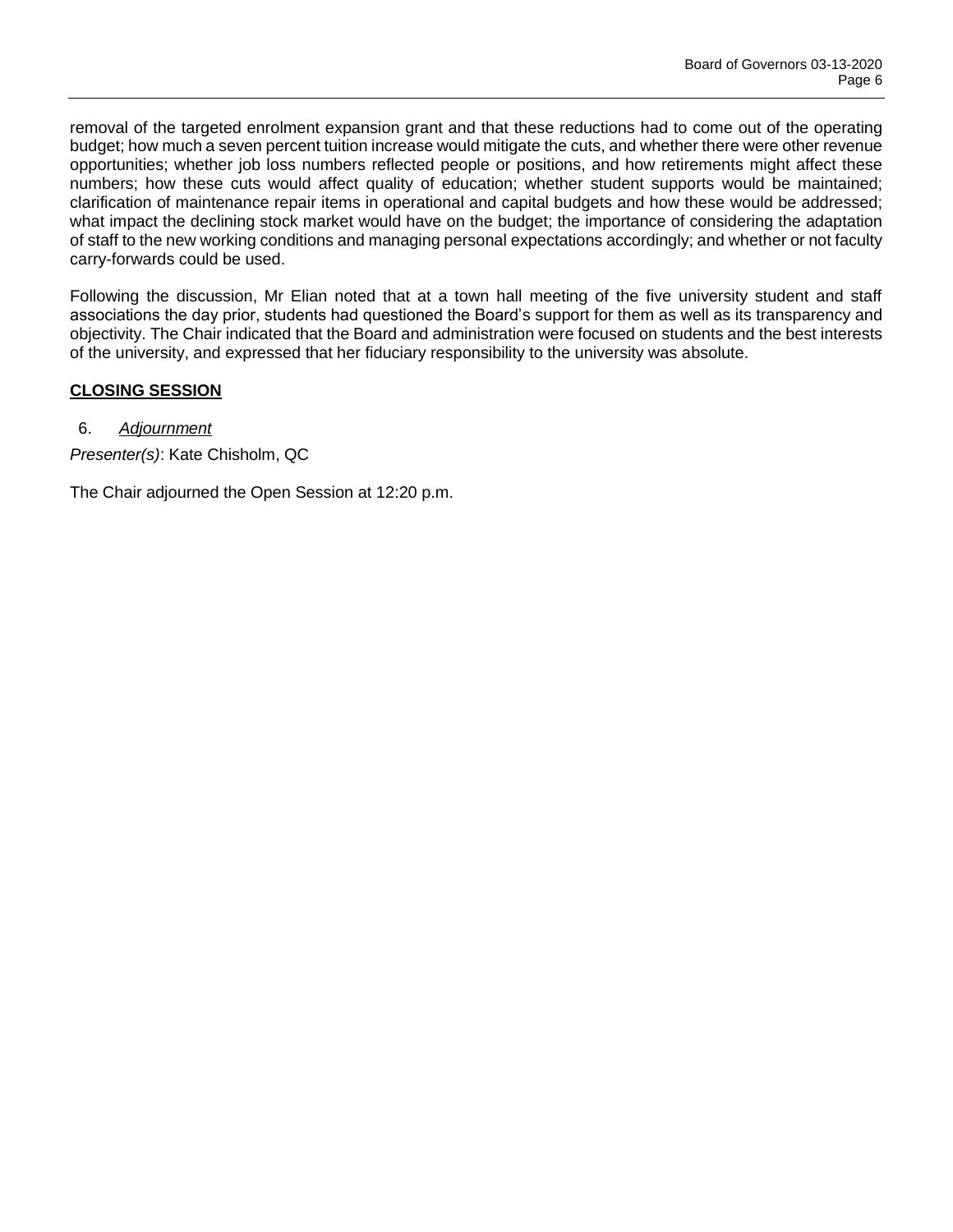removal of the targeted enrolment expansion grant and that these reductions had to come out of the operating budget; how much a seven percent tuition increase would mitigate the cuts, and whether there were other revenue opportunities; whether job loss numbers reflected people or positions, and how retirements might affect these numbers; how these cuts would affect quality of education; whether student supports would be maintained; clarification of maintenance repair items in operational and capital budgets and how these would be addressed; what impact the declining stock market would have on the budget; the importance of considering the adaptation of staff to the new working conditions and managing personal expectations accordingly; and whether or not faculty carry-forwards could be used.

Following the discussion, Mr Elian noted that at a town hall meeting of the five university student and staff associations the day prior, students had questioned the Board's support for them as well as its transparency and objectivity. The Chair indicated that the Board and administration were focused on students and the best interests of the university, and expressed that her fiduciary responsibility to the university was absolute.

## CLOSING SESSION

6. *Adjournment*

*Presenter(s)*: Kate Chisholm, QC

The Chair adjourned the Open Session at 12:20 p.m.